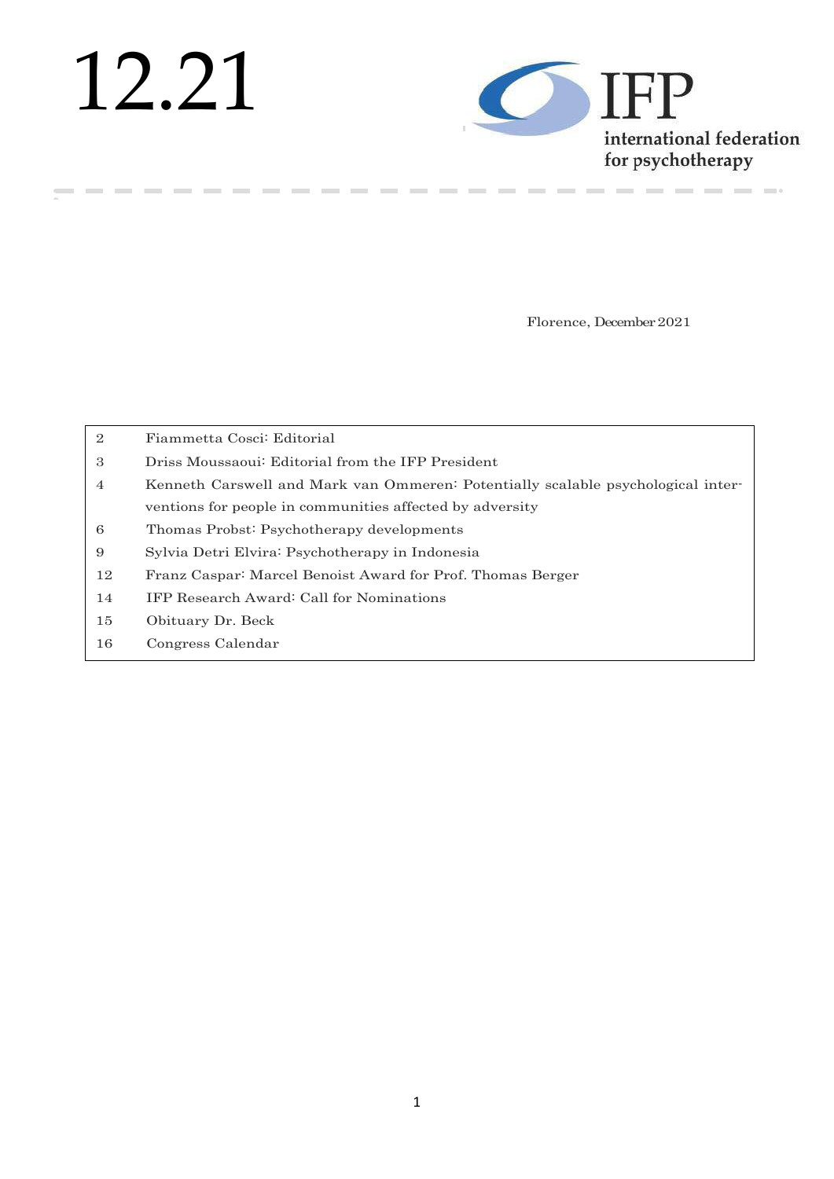# 12.21

**IFP**
international federation
for psychotherapy

Florence, December 2021

| | |
|---|---|
| 2 | Fiammetta Cosci: Editorial |
| 3 | Driss Moussaoui: Editorial from the IFP President |
| 4 | Kenneth Carswell and Mark van Ommeren: Potentially scalable psychological interventions for people in communities affected by adversity |
| 6 | Thomas Probst: Psychotherapy developments |
| 9 | Sylvia Detri Elvira: Psychotherapy in Indonesia |
| 12 | Franz Caspar: Marcel Benoist Award for Prof. Thomas Berger |
| 14 | IFP Research Award: Call for Nominations |
| 15 | Obituary Dr. Beck |
| 16 | Congress Calendar |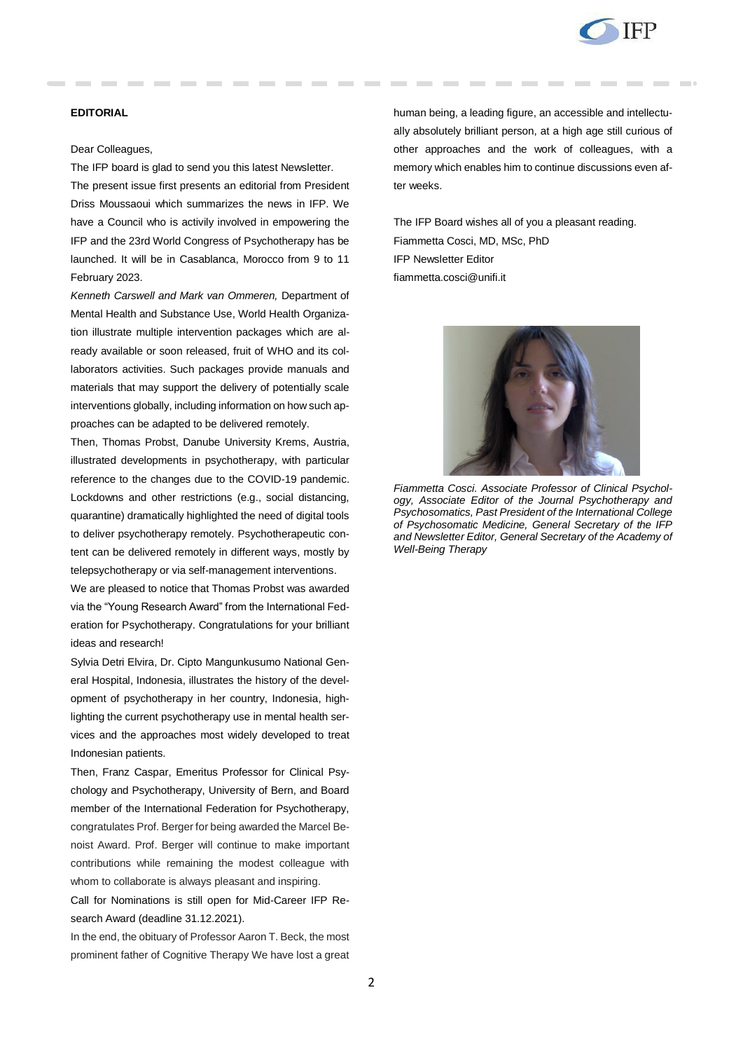**EDITORIAL**

Dear Colleagues,

The IFP board is glad to send you this latest Newsletter.

The present issue first presents an editorial from President Driss Moussaoui which summarizes the news in IFP. We have a Council who is activily involved in empowering the IFP and the 23rd World Congress of Psychotherapy has be launched. It will be in Casablanca, Morocco from 9 to 11 February 2023.

*Kenneth Carswell and Mark van Ommeren,* Department of Mental Health and Substance Use, World Health Organization illustrate multiple intervention packages which are already available or soon released, fruit of WHO and its collaborators activities. Such packages provide manuals and materials that may support the delivery of potentially scale interventions globally, including information on how such approaches can be adapted to be delivered remotely.

Then, Thomas Probst, Danube University Krems, Austria, illustrated developments in psychotherapy, with particular reference to the changes due to the COVID-19 pandemic. Lockdowns and other restrictions (e.g., social distancing, quarantine) dramatically highlighted the need of digital tools to deliver psychotherapy remotely. Psychotherapeutic content can be delivered remotely in different ways, mostly by telepsychotherapy or via self-management interventions.

We are pleased to notice that Thomas Probst was awarded via the "Young Research Award" from the International Federation for Psychotherapy. Congratulations for your brilliant ideas and research!

Sylvia Detri Elvira, Dr. Cipto Mangunkusumo National General Hospital, Indonesia, illustrates the history of the development of psychotherapy in her country, Indonesia, highlighting the current psychotherapy use in mental health services and the approaches most widely developed to treat Indonesian patients.

Then, Franz Caspar, Emeritus Professor for Clinical Psychology and Psychotherapy, University of Bern, and Board member of the International Federation for Psychotherapy, congratulates Prof. Berger for being awarded the Marcel Benoist Award. Prof. Berger will continue to make important contributions while remaining the modest colleague with whom to collaborate is always pleasant and inspiring.

Call for Nominations is still open for Mid-Career IFP Research Award (deadline 31.12.2021).

In the end, the obituary of Professor Aaron T. Beck, the most prominent father of Cognitive Therapy We have lost a great human being, a leading figure, an accessible and intellectually absolutely brilliant person, at a high age still curious of other approaches and the work of colleagues, with a memory which enables him to continue discussions even after weeks.

The IFP Board wishes all of you a pleasant reading.

Fiammetta Cosci, MD, MSc, PhD
IFP Newsletter Editor
fiammetta.cosci@unifi.it

*Fiammetta Cosci. Associate Professor of Clinical Psychology, Associate Editor of the Journal Psychotherapy and Psychosomatics, Past President of the International College of Psychosomatic Medicine, General Secretary of the IFP and Newsletter Editor, General Secretary of the Academy of Well-Being Therapy*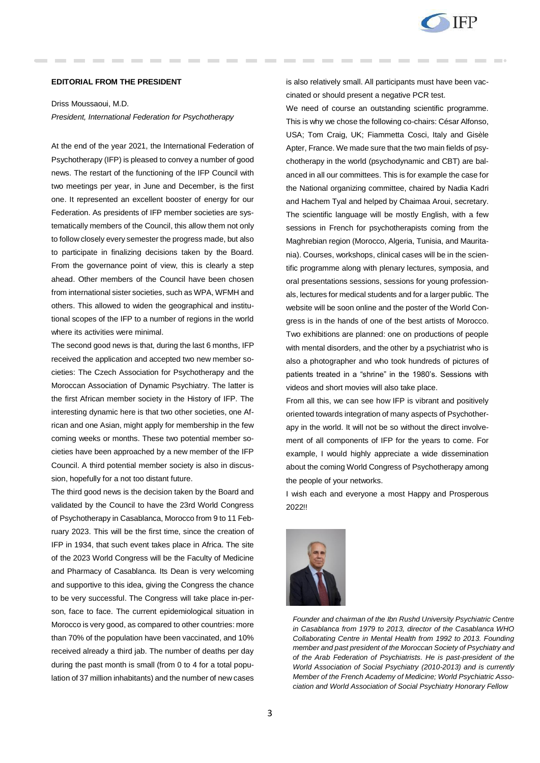## EDITORIAL FROM THE PRESIDENT

Driss Moussaoui, M.D.

*President, International Federation for Psychotherapy*

At the end of the year 2021, the International Federation of Psychotherapy (IFP) is pleased to convey a number of good news. The restart of the functioning of the IFP Council with two meetings per year, in June and December, is the first one. It represented an excellent booster of energy for our Federation. As presidents of IFP member societies are systematically members of the Council, this allow them not only to follow closely every semester the progress made, but also to participate in finalizing decisions taken by the Board. From the governance point of view, this is clearly a step ahead. Other members of the Council have been chosen from international sister societies, such as WPA, WFMH and others. This allowed to widen the geographical and institutional scopes of the IFP to a number of regions in the world where its activities were minimal.

The second good news is that, during the last 6 months, IFP received the application and accepted two new member societies: The Czech Association for Psychotherapy and the Moroccan Association of Dynamic Psychiatry. The latter is the first African member society in the History of IFP. The interesting dynamic here is that two other societies, one African and one Asian, might apply for membership in the few coming weeks or months. These two potential member societies have been approached by a new member of the IFP Council. A third potential member society is also in discussion, hopefully for a not too distant future.

The third good news is the decision taken by the Board and validated by the Council to have the 23rd World Congress of Psychotherapy in Casablanca, Morocco from 9 to 11 February 2023. This will be the first time, since the creation of IFP in 1934, that such event takes place in Africa. The site of the 2023 World Congress will be the Faculty of Medicine and Pharmacy of Casablanca. Its Dean is very welcoming and supportive to this idea, giving the Congress the chance to be very successful. The Congress will take place in-person, face to face. The current epidemiological situation in Morocco is very good, as compared to other countries: more than 70% of the population have been vaccinated, and 10% received already a third jab. The number of deaths per day during the past month is small (from 0 to 4 for a total population of 37 million inhabitants) and the number of new cases is also relatively small. All participants must have been vaccinated or should present a negative PCR test.

We need of course an outstanding scientific programme. This is why we chose the following co-chairs: César Alfonso, USA; Tom Craig, UK; Fiammetta Cosci, Italy and Gisèle Apter, France. We made sure that the two main fields of psychotherapy in the world (psychodynamic and CBT) are balanced in all our committees. This is for example the case for the National organizing committee, chaired by Nadia Kadri and Hachem Tyal and helped by Chaimaa Aroui, secretary. The scientific language will be mostly English, with a few sessions in French for psychotherapists coming from the Maghrebian region (Morocco, Algeria, Tunisia, and Mauritania). Courses, workshops, clinical cases will be in the scientific programme along with plenary lectures, symposia, and oral presentations sessions, sessions for young professionals, lectures for medical students and for a larger public. The website will be soon online and the poster of the World Congress is in the hands of one of the best artists of Morocco. Two exhibitions are planned: one on productions of people with mental disorders, and the other by a psychiatrist who is also a photographer and who took hundreds of pictures of patients treated in a "shrine" in the 1980's. Sessions with videos and short movies will also take place.

From all this, we can see how IFP is vibrant and positively oriented towards integration of many aspects of Psychotherapy in the world. It will not be so without the direct involvement of all components of IFP for the years to come. For example, I would highly appreciate a wide dissemination about the coming World Congress of Psychotherapy among the people of your networks.

I wish each and everyone a most Happy and Prosperous 2022!!

*Founder and chairman of the Ibn Rushd University Psychiatric Centre in Casablanca from 1979 to 2013, director of the Casablanca WHO Collaborating Centre in Mental Health from 1992 to 2013. Founding member and past president of the Moroccan Society of Psychiatry and of the Arab Federation of Psychiatrists. He is past-president of the World Association of Social Psychiatry (2010-2013) and is currently Member of the French Academy of Medicine; World Psychiatric Association and World Association of Social Psychiatry Honorary Fellow*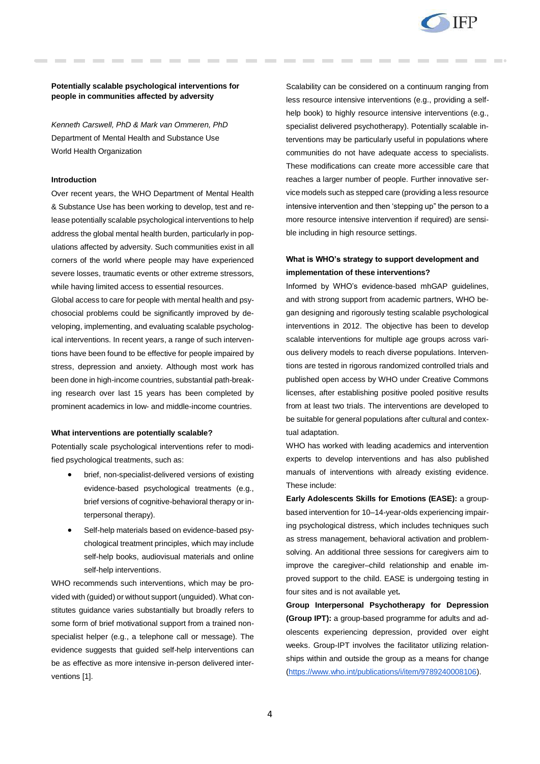## Potentially scalable psychological interventions for people in communities affected by adversity

*Kenneth Carswell, PhD & Mark van Ommeren, PhD*
Department of Mental Health and Substance Use
World Health Organization

### Introduction

Over recent years, the WHO Department of Mental Health & Substance Use has been working to develop, test and release potentially scalable psychological interventions to help address the global mental health burden, particularly in populations affected by adversity. Such communities exist in all corners of the world where people may have experienced severe losses, traumatic events or other extreme stressors, while having limited access to essential resources.

Global access to care for people with mental health and psychosocial problems could be significantly improved by developing, implementing, and evaluating scalable psychological interventions. In recent years, a range of such interventions have been found to be effective for people impaired by stress, depression and anxiety. Although most work has been done in high-income countries, substantial path-breaking research over last 15 years has been completed by prominent academics in low- and middle-income countries.

### What interventions are potentially scalable?

Potentially scale psychological interventions refer to modified psychological treatments, such as:

- brief, non-specialist-delivered versions of existing evidence-based psychological treatments (e.g., brief versions of cognitive-behavioral therapy or interpersonal therapy).
- Self-help materials based on evidence-based psychological treatment principles, which may include self-help books, audiovisual materials and online self-help interventions.

WHO recommends such interventions, which may be provided with (guided) or without support (unguided). What constitutes guidance varies substantially but broadly refers to some form of brief motivational support from a trained non-specialist helper (e.g., a telephone call or message). The evidence suggests that guided self-help interventions can be as effective as more intensive in-person delivered interventions [1].

Scalability can be considered on a continuum ranging from less resource intensive interventions (e.g., providing a self-help book) to highly resource intensive interventions (e.g., specialist delivered psychotherapy). Potentially scalable interventions may be particularly useful in populations where communities do not have adequate access to specialists. These modifications can create more accessible care that reaches a larger number of people. Further innovative service models such as stepped care (providing a less resource intensive intervention and then 'stepping up" the person to a more resource intensive intervention if required) are sensible including in high resource settings.

### What is WHO's strategy to support development and implementation of these interventions?

Informed by WHO's evidence-based mhGAP guidelines, and with strong support from academic partners, WHO began designing and rigorously testing scalable psychological interventions in 2012. The objective has been to develop scalable interventions for multiple age groups across various delivery models to reach diverse populations. Interventions are tested in rigorous randomized controlled trials and published open access by WHO under Creative Commons licenses, after establishing positive pooled positive results from at least two trials. The interventions are developed to be suitable for general populations after cultural and contextual adaptation.

WHO has worked with leading academics and intervention experts to develop interventions and has also published manuals of interventions with already existing evidence. These include:

**Early Adolescents Skills for Emotions (EASE):** a group-based intervention for 10–14-year-olds experiencing impairing psychological distress, which includes techniques such as stress management, behavioral activation and problem-solving. An additional three sessions for caregivers aim to improve the caregiver–child relationship and enable improved support to the child. EASE is undergoing testing in four sites and is not available yet**.**

**Group Interpersonal Psychotherapy for Depression (Group IPT):** a group-based programme for adults and adolescents experiencing depression, provided over eight weeks. Group-IPT involves the facilitator utilizing relationships within and outside the group as a means for change (https://www.who.int/publications/i/item/9789240008106).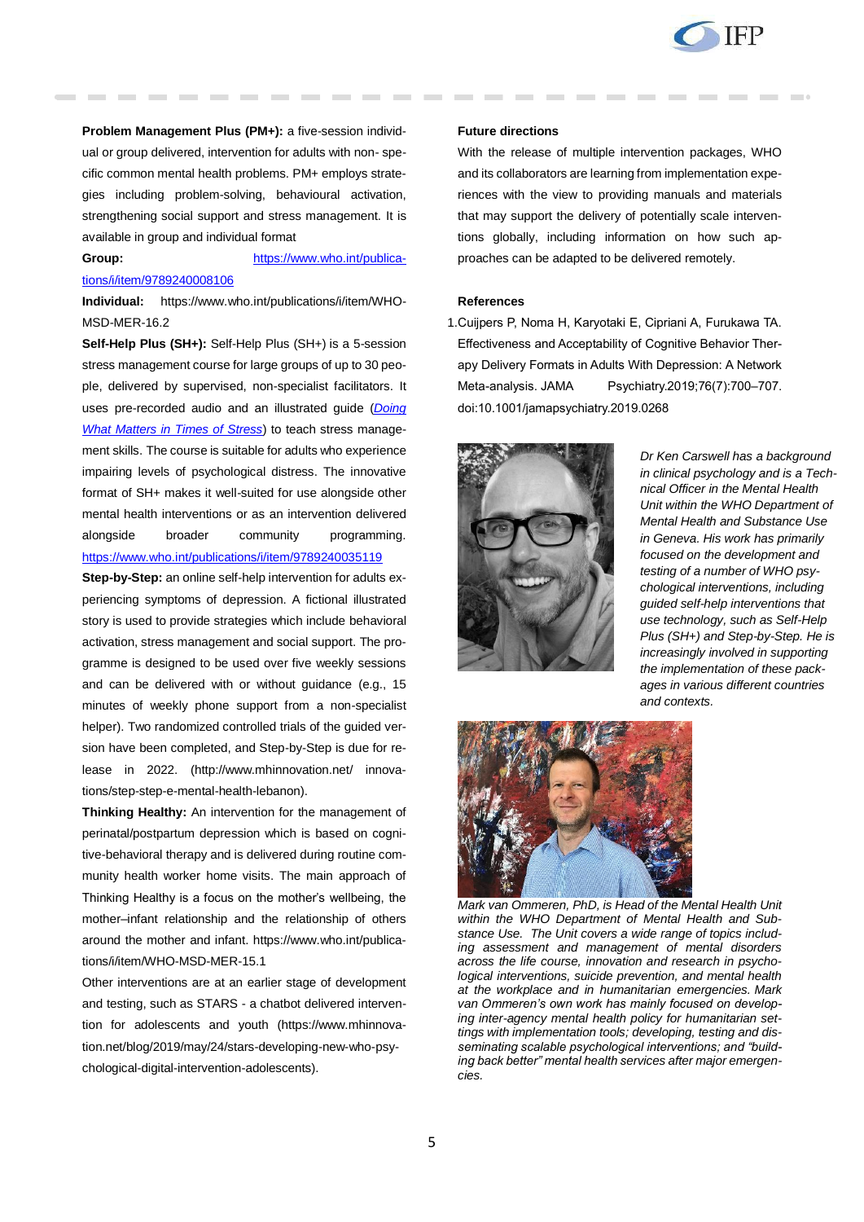**Problem Management Plus (PM+):** a five-session individual or group delivered, intervention for adults with non- specific common mental health problems. PM+ employs strategies including problem-solving, behavioural activation, strengthening social support and stress management. It is available in group and individual format

**Group:** https://www.who.int/publications/i/item/9789240008106

**Individual:** https://www.who.int/publications/i/item/WHO-MSD-MER-16.2

**Self-Help Plus (SH+):** Self-Help Plus (SH+) is a 5-session stress management course for large groups of up to 30 people, delivered by supervised, non-specialist facilitators. It uses pre-recorded audio and an illustrated guide (*Doing What Matters in Times of Stress*) to teach stress management skills. The course is suitable for adults who experience impairing levels of psychological distress. The innovative format of SH+ makes it well-suited for use alongside other mental health interventions or as an intervention delivered alongside broader community programming. https://www.who.int/publications/i/item/9789240035119

**Step-by-Step:** an online self-help intervention for adults experiencing symptoms of depression. A fictional illustrated story is used to provide strategies which include behavioral activation, stress management and social support. The programme is designed to be used over five weekly sessions and can be delivered with or without guidance (e.g., 15 minutes of weekly phone support from a non-specialist helper). Two randomized controlled trials of the guided version have been completed, and Step-by-Step is due for release in 2022. (http://www.mhinnovation.net/ innovations/step-step-e-mental-health-lebanon).

**Thinking Healthy:** An intervention for the management of perinatal/postpartum depression which is based on cognitive-behavioral therapy and is delivered during routine community health worker home visits. The main approach of Thinking Healthy is a focus on the mother's wellbeing, the mother–infant relationship and the relationship of others around the mother and infant. https://www.who.int/publications/i/item/WHO-MSD-MER-15.1

Other interventions are at an earlier stage of development and testing, such as STARS - a chatbot delivered intervention for adolescents and youth (https://www.mhinnovation.net/blog/2019/may/24/stars-developing-new-who-psychological-digital-intervention-adolescents).

**Future directions**

With the release of multiple intervention packages, WHO and its collaborators are learning from implementation experiences with the view to providing manuals and materials that may support the delivery of potentially scale interventions globally, including information on how such approaches can be adapted to be delivered remotely.

**References**

1. Cuijpers P, Noma H, Karyotaki E, Cipriani A, Furukawa TA. Effectiveness and Acceptability of Cognitive Behavior Therapy Delivery Formats in Adults With Depression: A Network Meta-analysis. JAMA Psychiatry.2019;76(7):700–707. doi:10.1001/jamapsychiatry.2019.0268

*Dr Ken Carswell has a background in clinical psychology and is a Technical Officer in the Mental Health Unit within the WHO Department of Mental Health and Substance Use in Geneva. His work has primarily focused on the development and testing of a number of WHO psychological interventions, including guided self-help interventions that use technology, such as Self-Help Plus (SH+) and Step-by-Step. He is increasingly involved in supporting the implementation of these packages in various different countries and contexts.*

*Mark van Ommeren, PhD, is Head of the Mental Health Unit within the WHO Department of Mental Health and Substance Use. The Unit covers a wide range of topics including assessment and management of mental disorders across the life course, innovation and research in psychological interventions, suicide prevention, and mental health at the workplace and in humanitarian emergencies. Mark van Ommeren's own work has mainly focused on developing inter-agency mental health policy for humanitarian settings with implementation tools; developing, testing and disseminating scalable psychological interventions; and "building back better" mental health services after major emergencies.*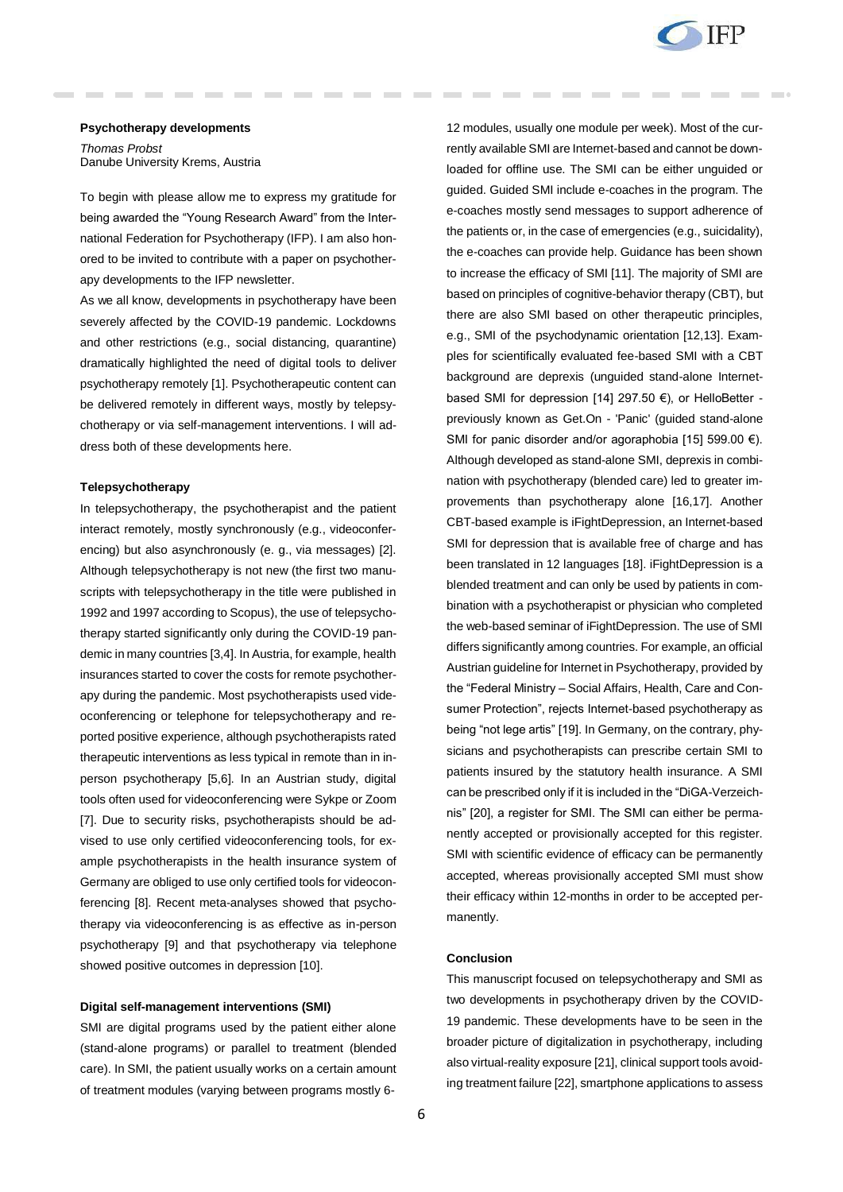### Psychotherapy developments

*Thomas Probst*
Danube University Krems, Austria

To begin with please allow me to express my gratitude for being awarded the "Young Research Award" from the International Federation for Psychotherapy (IFP). I am also honored to be invited to contribute with a paper on psychotherapy developments to the IFP newsletter.

As we all know, developments in psychotherapy have been severely affected by the COVID-19 pandemic. Lockdowns and other restrictions (e.g., social distancing, quarantine) dramatically highlighted the need of digital tools to deliver psychotherapy remotely [1]. Psychotherapeutic content can be delivered remotely in different ways, mostly by telepsychotherapy or via self-management interventions. I will address both of these developments here.

#### Telepsychotherapy

In telepsychotherapy, the psychotherapist and the patient interact remotely, mostly synchronously (e.g., videoconferencing) but also asynchronously (e. g., via messages) [2]. Although telepsychotherapy is not new (the first two manuscripts with telepsychotherapy in the title were published in 1992 and 1997 according to Scopus), the use of telepsychotherapy started significantly only during the COVID-19 pandemic in many countries [3,4]. In Austria, for example, health insurances started to cover the costs for remote psychotherapy during the pandemic. Most psychotherapists used videoconferencing or telephone for telepsychotherapy and reported positive experience, although psychotherapists rated therapeutic interventions as less typical in remote than in in-person psychotherapy [5,6]. In an Austrian study, digital tools often used for videoconferencing were Sykpe or Zoom [7]. Due to security risks, psychotherapists should be advised to use only certified videoconferencing tools, for example psychotherapists in the health insurance system of Germany are obliged to use only certified tools for videoconferencing [8]. Recent meta-analyses showed that psychotherapy via videoconferencing is as effective as in-person psychotherapy [9] and that psychotherapy via telephone showed positive outcomes in depression [10].

#### Digital self-management interventions (SMI)

SMI are digital programs used by the patient either alone (stand-alone programs) or parallel to treatment (blended care). In SMI, the patient usually works on a certain amount of treatment modules (varying between programs mostly 6-12 modules, usually one module per week). Most of the currently available SMI are Internet-based and cannot be downloaded for offline use. The SMI can be either unguided or guided. Guided SMI include e-coaches in the program. The e-coaches mostly send messages to support adherence of the patients or, in the case of emergencies (e.g., suicidality), the e-coaches can provide help. Guidance has been shown to increase the efficacy of SMI [11]. The majority of SMI are based on principles of cognitive-behavior therapy (CBT), but there are also SMI based on other therapeutic principles, e.g., SMI of the psychodynamic orientation [12,13]. Examples for scientifically evaluated fee-based SMI with a CBT background are deprexis (unguided stand-alone Internet-based SMI for depression [14] 297.50 €), or HelloBetter - previously known as Get.On - 'Panic' (guided stand-alone SMI for panic disorder and/or agoraphobia [15] 599.00 €). Although developed as stand-alone SMI, deprexis in combination with psychotherapy (blended care) led to greater improvements than psychotherapy alone [16,17]. Another CBT-based example is iFightDepression, an Internet-based SMI for depression that is available free of charge and has been translated in 12 languages [18]. iFightDepression is a blended treatment and can only be used by patients in combination with a psychotherapist or physician who completed the web-based seminar of iFightDepression. The use of SMI differs significantly among countries. For example, an official Austrian guideline for Internet in Psychotherapy, provided by the "Federal Ministry – Social Affairs, Health, Care and Consumer Protection", rejects Internet-based psychotherapy as being "not lege artis" [19]. In Germany, on the contrary, physicians and psychotherapists can prescribe certain SMI to patients insured by the statutory health insurance. A SMI can be prescribed only if it is included in the "DiGA-Verzeichnis" [20], a register for SMI. The SMI can either be permanently accepted or provisionally accepted for this register. SMI with scientific evidence of efficacy can be permanently accepted, whereas provisionally accepted SMI must show their efficacy within 12-months in order to be accepted permanently.

#### Conclusion

This manuscript focused on telepsychotherapy and SMI as two developments in psychotherapy driven by the COVID-19 pandemic. These developments have to be seen in the broader picture of digitalization in psychotherapy, including also virtual-reality exposure [21], clinical support tools avoiding treatment failure [22], smartphone applications to assess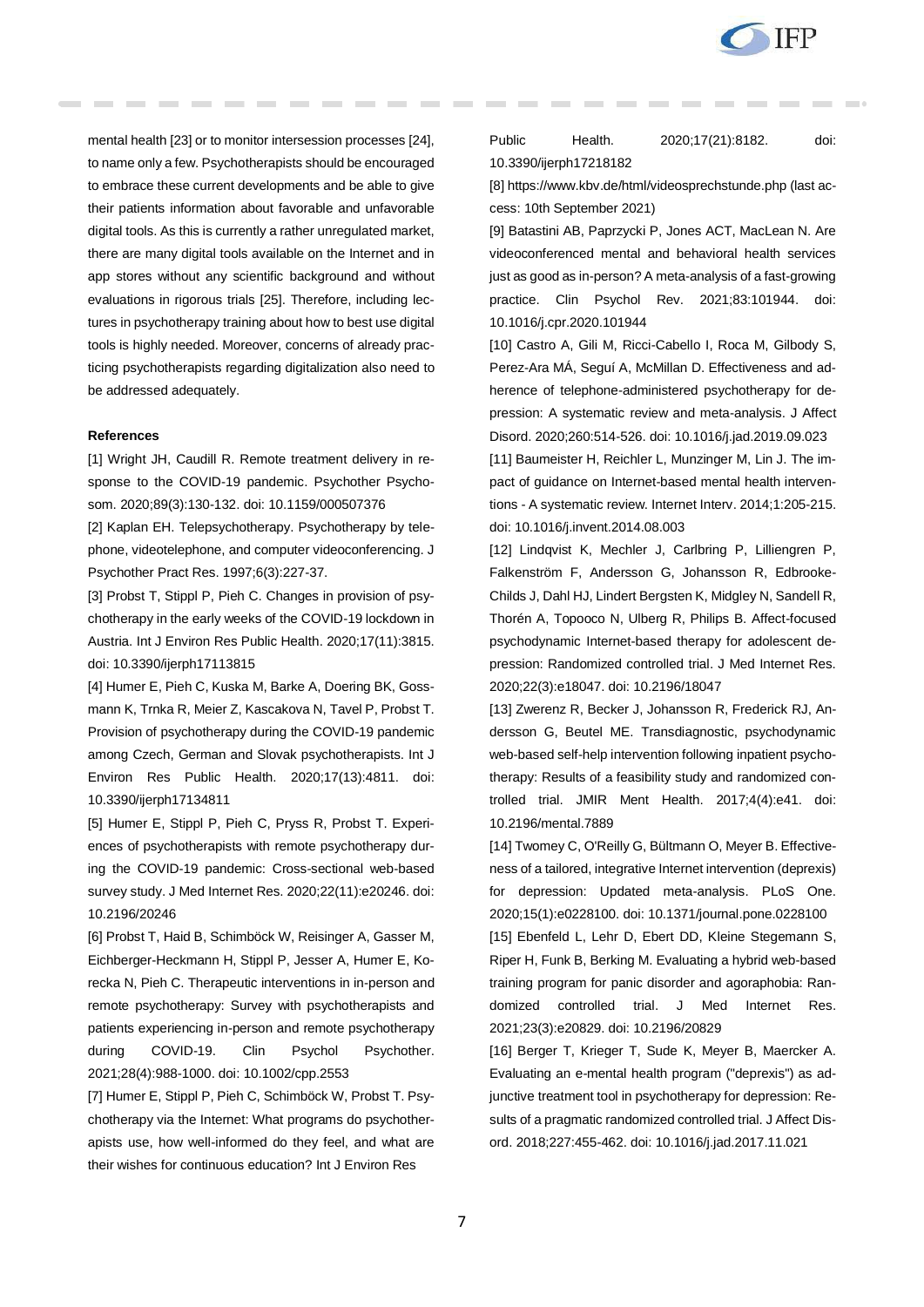mental health [23] or to monitor intersession processes [24], to name only a few. Psychotherapists should be encouraged to embrace these current developments and be able to give their patients information about favorable and unfavorable digital tools. As this is currently a rather unregulated market, there are many digital tools available on the Internet and in app stores without any scientific background and without evaluations in rigorous trials [25]. Therefore, including lectures in psychotherapy training about how to best use digital tools is highly needed. Moreover, concerns of already practicing psychotherapists regarding digitalization also need to be addressed adequately.

**References**

[1] Wright JH, Caudill R. Remote treatment delivery in response to the COVID-19 pandemic. Psychother Psychosom. 2020;89(3):130-132. doi: 10.1159/000507376

[2] Kaplan EH. Telepsychotherapy. Psychotherapy by telephone, videotelephone, and computer videoconferencing. J Psychother Pract Res. 1997;6(3):227-37.

[3] Probst T, Stippl P, Pieh C. Changes in provision of psychotherapy in the early weeks of the COVID-19 lockdown in Austria. Int J Environ Res Public Health. 2020;17(11):3815. doi: 10.3390/ijerph17113815

[4] Humer E, Pieh C, Kuska M, Barke A, Doering BK, Gossmann K, Trnka R, Meier Z, Kascakova N, Tavel P, Probst T. Provision of psychotherapy during the COVID-19 pandemic among Czech, German and Slovak psychotherapists. Int J Environ Res Public Health. 2020;17(13):4811. doi: 10.3390/ijerph17134811

[5] Humer E, Stippl P, Pieh C, Pryss R, Probst T. Experiences of psychotherapists with remote psychotherapy during the COVID-19 pandemic: Cross-sectional web-based survey study. J Med Internet Res. 2020;22(11):e20246. doi: 10.2196/20246

[6] Probst T, Haid B, Schimböck W, Reisinger A, Gasser M, Eichberger-Heckmann H, Stippl P, Jesser A, Humer E, Korecka N, Pieh C. Therapeutic interventions in in-person and remote psychotherapy: Survey with psychotherapists and patients experiencing in-person and remote psychotherapy during COVID-19. Clin Psychol Psychother. 2021;28(4):988-1000. doi: 10.1002/cpp.2553

[7] Humer E, Stippl P, Pieh C, Schimböck W, Probst T. Psychotherapy via the Internet: What programs do psychotherapists use, how well-informed do they feel, and what are their wishes for continuous education? Int J Environ Res Public Health. 2020;17(21):8182. doi: 10.3390/ijerph17218182

[8] https://www.kbv.de/html/videosprechstunde.php (last access: 10th September 2021)

[9] Batastini AB, Paprzycki P, Jones ACT, MacLean N. Are videoconferenced mental and behavioral health services just as good as in-person? A meta-analysis of a fast-growing practice. Clin Psychol Rev. 2021;83:101944. doi: 10.1016/j.cpr.2020.101944

[10] Castro A, Gili M, Ricci-Cabello I, Roca M, Gilbody S, Perez-Ara MÁ, Seguí A, McMillan D. Effectiveness and adherence of telephone-administered psychotherapy for depression: A systematic review and meta-analysis. J Affect Disord. 2020;260:514-526. doi: 10.1016/j.jad.2019.09.023

[11] Baumeister H, Reichler L, Munzinger M, Lin J. The impact of guidance on Internet-based mental health interventions - A systematic review. Internet Interv. 2014;1:205-215. doi: 10.1016/j.invent.2014.08.003

[12] Lindqvist K, Mechler J, Carlbring P, Lilliengren P, Falkenström F, Andersson G, Johansson R, Edbrooke-Childs J, Dahl HJ, Lindert Bergsten K, Midgley N, Sandell R, Thorén A, Topooco N, Ulberg R, Philips B. Affect-focused psychodynamic Internet-based therapy for adolescent depression: Randomized controlled trial. J Med Internet Res. 2020;22(3):e18047. doi: 10.2196/18047

[13] Zwerenz R, Becker J, Johansson R, Frederick RJ, Andersson G, Beutel ME. Transdiagnostic, psychodynamic web-based self-help intervention following inpatient psychotherapy: Results of a feasibility study and randomized controlled trial. JMIR Ment Health. 2017;4(4):e41. doi: 10.2196/mental.7889

[14] Twomey C, O'Reilly G, Bültmann O, Meyer B. Effectiveness of a tailored, integrative Internet intervention (deprexis) for depression: Updated meta-analysis. PLoS One. 2020;15(1):e0228100. doi: 10.1371/journal.pone.0228100

[15] Ebenfeld L, Lehr D, Ebert DD, Kleine Stegemann S, Riper H, Funk B, Berking M. Evaluating a hybrid web-based training program for panic disorder and agoraphobia: Randomized controlled trial. J Med Internet Res. 2021;23(3):e20829. doi: 10.2196/20829

[16] Berger T, Krieger T, Sude K, Meyer B, Maercker A. Evaluating an e-mental health program ("deprexis") as adjunctive treatment tool in psychotherapy for depression: Results of a pragmatic randomized controlled trial. J Affect Disord. 2018;227:455-462. doi: 10.1016/j.jad.2017.11.021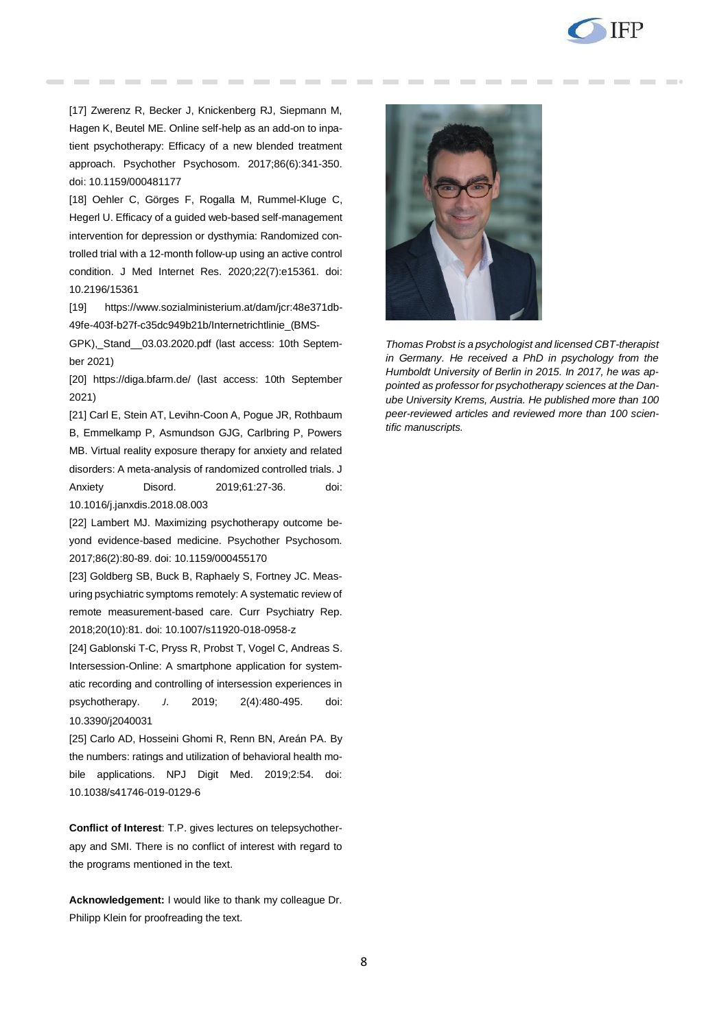[17] Zwerenz R, Becker J, Knickenberg RJ, Siepmann M, Hagen K, Beutel ME. Online self-help as an add-on to inpatient psychotherapy: Efficacy of a new blended treatment approach. Psychother Psychosom. 2017;86(6):341-350. doi: 10.1159/000481177

[18] Oehler C, Görges F, Rogalla M, Rummel-Kluge C, Hegerl U. Efficacy of a guided web-based self-management intervention for depression or dysthymia: Randomized controlled trial with a 12-month follow-up using an active control condition. J Med Internet Res. 2020;22(7):e15361. doi: 10.2196/15361

[19] https://www.sozialministerium.at/dam/jcr:48e371db-49fe-403f-b27f-c35dc949b21b/Internetrichtlinie_(BMS-GPK),_Stand__03.03.2020.pdf (last access: 10th September 2021)

[20] https://diga.bfarm.de/ (last access: 10th September 2021)

[21] Carl E, Stein AT, Levihn-Coon A, Pogue JR, Rothbaum B, Emmelkamp P, Asmundson GJG, Carlbring P, Powers MB. Virtual reality exposure therapy for anxiety and related disorders: A meta-analysis of randomized controlled trials. J Anxiety Disord. 2019;61:27-36. doi: 10.1016/j.janxdis.2018.08.003

[22] Lambert MJ. Maximizing psychotherapy outcome beyond evidence-based medicine. Psychother Psychosom. 2017;86(2):80-89. doi: 10.1159/000455170

[23] Goldberg SB, Buck B, Raphaely S, Fortney JC. Measuring psychiatric symptoms remotely: A systematic review of remote measurement-based care. Curr Psychiatry Rep. 2018;20(10):81. doi: 10.1007/s11920-018-0958-z

[24] Gablonski T-C, Pryss R, Probst T, Vogel C, Andreas S. Intersession-Online: A smartphone application for systematic recording and controlling of intersession experiences in psychotherapy. *J*. 2019; 2(4):480-495. doi: 10.3390/j2040031

[25] Carlo AD, Hosseini Ghomi R, Renn BN, Areán PA. By the numbers: ratings and utilization of behavioral health mobile applications. NPJ Digit Med. 2019;2:54. doi: 10.1038/s41746-019-0129-6

**Conflict of Interest**: T.P. gives lectures on telepsychotherapy and SMI. There is no conflict of interest with regard to the programs mentioned in the text.

**Acknowledgement:** I would like to thank my colleague Dr. Philipp Klein for proofreading the text.

*Thomas Probst is a psychologist and licensed CBT-therapist in Germany. He received a PhD in psychology from the Humboldt University of Berlin in 2015. In 2017, he was appointed as professor for psychotherapy sciences at the Danube University Krems, Austria. He published more than 100 peer-reviewed articles and reviewed more than 100 scientific manuscripts.*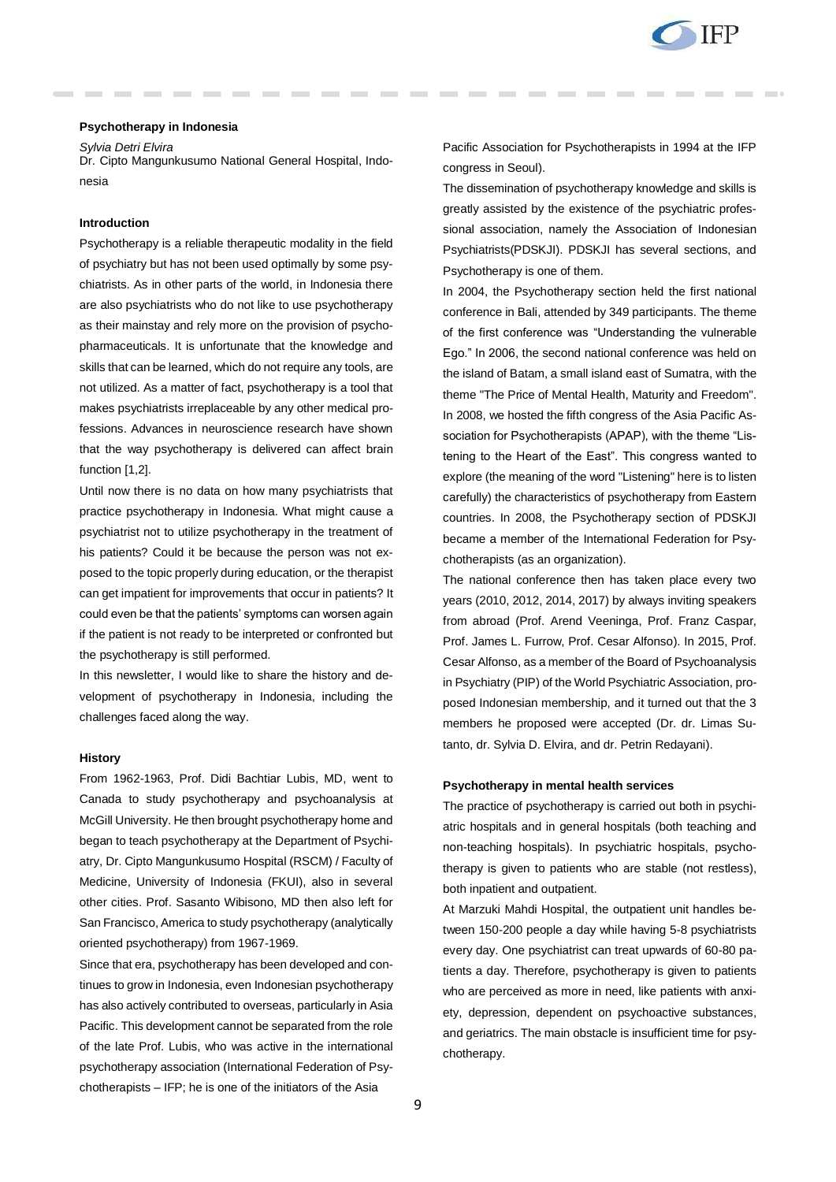## Psychotherapy in Indonesia

*Sylvia Detri Elvira*
Dr. Cipto Mangunkusumo National General Hospital, Indonesia

### Introduction

Psychotherapy is a reliable therapeutic modality in the field of psychiatry but has not been used optimally by some psychiatrists. As in other parts of the world, in Indonesia there are also psychiatrists who do not like to use psychotherapy as their mainstay and rely more on the provision of psychopharmaceuticals. It is unfortunate that the knowledge and skills that can be learned, which do not require any tools, are not utilized. As a matter of fact, psychotherapy is a tool that makes psychiatrists irreplaceable by any other medical professions. Advances in neuroscience research have shown that the way psychotherapy is delivered can affect brain function [1,2].

Until now there is no data on how many psychiatrists that practice psychotherapy in Indonesia. What might cause a psychiatrist not to utilize psychotherapy in the treatment of his patients? Could it be because the person was not exposed to the topic properly during education, or the therapist can get impatient for improvements that occur in patients? It could even be that the patients' symptoms can worsen again if the patient is not ready to be interpreted or confronted but the psychotherapy is still performed.

In this newsletter, I would like to share the history and development of psychotherapy in Indonesia, including the challenges faced along the way.

### History

From 1962-1963, Prof. Didi Bachtiar Lubis, MD, went to Canada to study psychotherapy and psychoanalysis at McGill University. He then brought psychotherapy home and began to teach psychotherapy at the Department of Psychiatry, Dr. Cipto Mangunkusumo Hospital (RSCM) / Faculty of Medicine, University of Indonesia (FKUI), also in several other cities. Prof. Sasanto Wibisono, MD then also left for San Francisco, America to study psychotherapy (analytically oriented psychotherapy) from 1967-1969.

Since that era, psychotherapy has been developed and continues to grow in Indonesia, even Indonesian psychotherapy has also actively contributed to overseas, particularly in Asia Pacific. This development cannot be separated from the role of the late Prof. Lubis, who was active in the international psychotherapy association (International Federation of Psychotherapists – IFP; he is one of the initiators of the Asia Pacific Association for Psychotherapists in 1994 at the IFP congress in Seoul).

The dissemination of psychotherapy knowledge and skills is greatly assisted by the existence of the psychiatric professional association, namely the Association of Indonesian Psychiatrists(PDSKJI). PDSKJI has several sections, and Psychotherapy is one of them.

In 2004, the Psychotherapy section held the first national conference in Bali, attended by 349 participants. The theme of the first conference was "Understanding the vulnerable Ego." In 2006, the second national conference was held on the island of Batam, a small island east of Sumatra, with the theme "The Price of Mental Health, Maturity and Freedom". In 2008, we hosted the fifth congress of the Asia Pacific Association for Psychotherapists (APAP), with the theme "Listening to the Heart of the East". This congress wanted to explore (the meaning of the word "Listening" here is to listen carefully) the characteristics of psychotherapy from Eastern countries. In 2008, the Psychotherapy section of PDSKJI became a member of the International Federation for Psychotherapists (as an organization).

The national conference then has taken place every two years (2010, 2012, 2014, 2017) by always inviting speakers from abroad (Prof. Arend Veeninga, Prof. Franz Caspar, Prof. James L. Furrow, Prof. Cesar Alfonso). In 2015, Prof. Cesar Alfonso, as a member of the Board of Psychoanalysis in Psychiatry (PIP) of the World Psychiatric Association, proposed Indonesian membership, and it turned out that the 3 members he proposed were accepted (Dr. dr. Limas Sutanto, dr. Sylvia D. Elvira, and dr. Petrin Redayani).

### Psychotherapy in mental health services

The practice of psychotherapy is carried out both in psychiatric hospitals and in general hospitals (both teaching and non-teaching hospitals). In psychiatric hospitals, psychotherapy is given to patients who are stable (not restless), both inpatient and outpatient.

At Marzuki Mahdi Hospital, the outpatient unit handles between 150-200 people a day while having 5-8 psychiatrists every day. One psychiatrist can treat upwards of 60-80 patients a day. Therefore, psychotherapy is given to patients who are perceived as more in need, like patients with anxiety, depression, dependent on psychoactive substances, and geriatrics. The main obstacle is insufficient time for psychotherapy.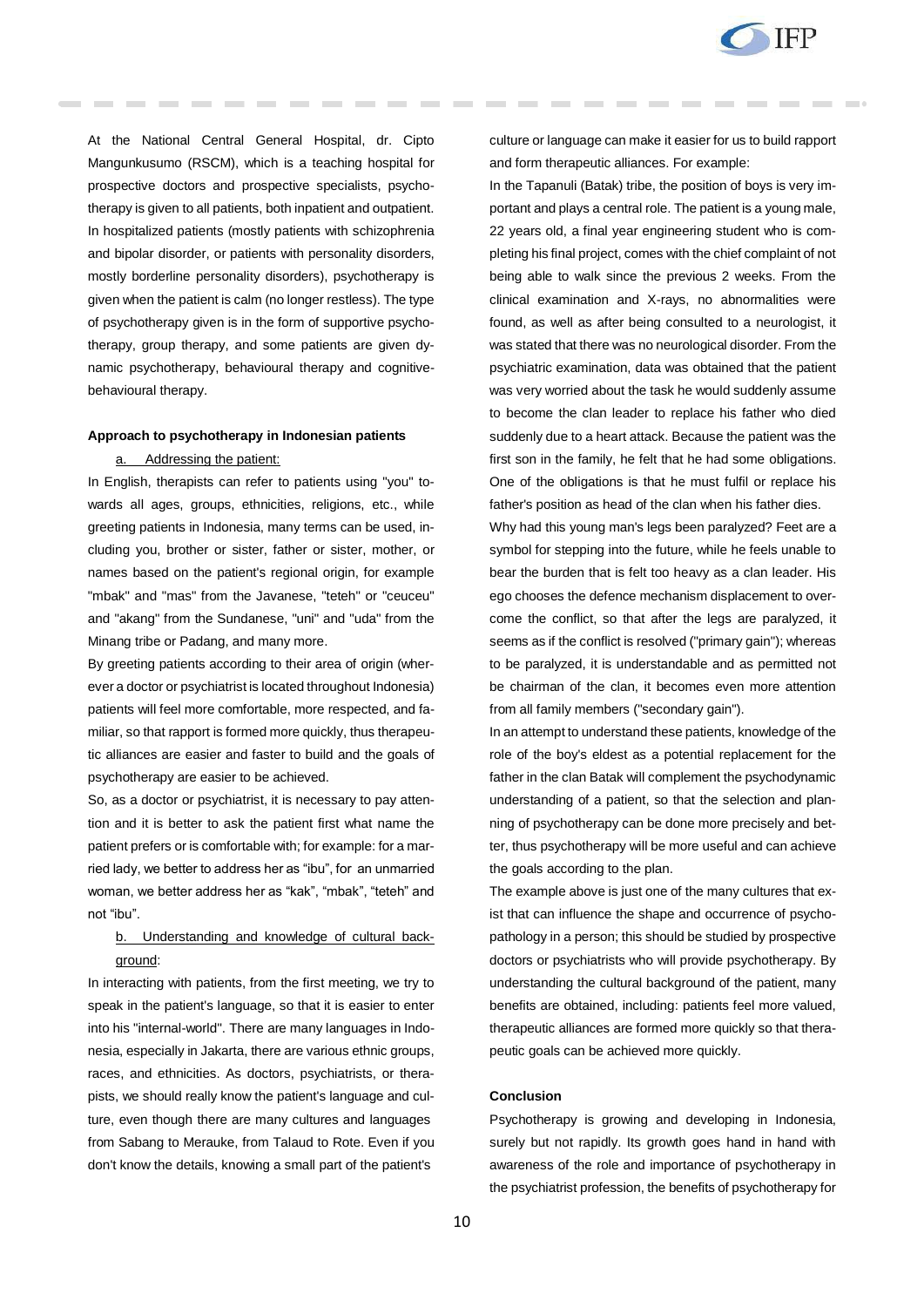At the National Central General Hospital, dr. Cipto Mangunkusumo (RSCM), which is a teaching hospital for prospective doctors and prospective specialists, psychotherapy is given to all patients, both inpatient and outpatient. In hospitalized patients (mostly patients with schizophrenia and bipolar disorder, or patients with personality disorders, mostly borderline personality disorders), psychotherapy is given when the patient is calm (no longer restless). The type of psychotherapy given is in the form of supportive psychotherapy, group therapy, and some patients are given dynamic psychotherapy, behavioural therapy and cognitive-behavioural therapy.

### Approach to psychotherapy in Indonesian patients

a. Addressing the patient:

In English, therapists can refer to patients using "you" towards all ages, groups, ethnicities, religions, etc., while greeting patients in Indonesia, many terms can be used, including you, brother or sister, father or sister, mother, or names based on the patient's regional origin, for example "mbak" and "mas" from the Javanese, "teteh" or "ceuceu" and "akang" from the Sundanese, "uni" and "uda" from the Minang tribe or Padang, and many more.

By greeting patients according to their area of origin (wherever a doctor or psychiatrist is located throughout Indonesia) patients will feel more comfortable, more respected, and familiar, so that rapport is formed more quickly, thus therapeutic alliances are easier and faster to build and the goals of psychotherapy are easier to be achieved.

So, as a doctor or psychiatrist, it is necessary to pay attention and it is better to ask the patient first what name the patient prefers or is comfortable with; for example: for a married lady, we better to address her as "ibu", for an unmarried woman, we better address her as "kak", "mbak", "teteh" and not "ibu".

b. Understanding and knowledge of cultural background:

In interacting with patients, from the first meeting, we try to speak in the patient's language, so that it is easier to enter into his "internal-world". There are many languages in Indonesia, especially in Jakarta, there are various ethnic groups, races, and ethnicities. As doctors, psychiatrists, or therapists, we should really know the patient's language and culture, even though there are many cultures and languages from Sabang to Merauke, from Talaud to Rote. Even if you don't know the details, knowing a small part of the patient's culture or language can make it easier for us to build rapport and form therapeutic alliances. For example:

In the Tapanuli (Batak) tribe, the position of boys is very important and plays a central role. The patient is a young male, 22 years old, a final year engineering student who is completing his final project, comes with the chief complaint of not being able to walk since the previous 2 weeks. From the clinical examination and X-rays, no abnormalities were found, as well as after being consulted to a neurologist, it was stated that there was no neurological disorder. From the psychiatric examination, data was obtained that the patient was very worried about the task he would suddenly assume to become the clan leader to replace his father who died suddenly due to a heart attack. Because the patient was the first son in the family, he felt that he had some obligations. One of the obligations is that he must fulfil or replace his father's position as head of the clan when his father dies.

Why had this young man's legs been paralyzed? Feet are a symbol for stepping into the future, while he feels unable to bear the burden that is felt too heavy as a clan leader. His ego chooses the defence mechanism displacement to overcome the conflict, so that after the legs are paralyzed, it seems as if the conflict is resolved ("primary gain"); whereas to be paralyzed, it is understandable and as permitted not be chairman of the clan, it becomes even more attention from all family members ("secondary gain").

In an attempt to understand these patients, knowledge of the role of the boy's eldest as a potential replacement for the father in the clan Batak will complement the psychodynamic understanding of a patient, so that the selection and planning of psychotherapy can be done more precisely and better, thus psychotherapy will be more useful and can achieve the goals according to the plan.

The example above is just one of the many cultures that exist that can influence the shape and occurrence of psychopathology in a person; this should be studied by prospective doctors or psychiatrists who will provide psychotherapy. By understanding the cultural background of the patient, many benefits are obtained, including: patients feel more valued, therapeutic alliances are formed more quickly so that therapeutic goals can be achieved more quickly.

### Conclusion

Psychotherapy is growing and developing in Indonesia, surely but not rapidly. Its growth goes hand in hand with awareness of the role and importance of psychotherapy in the psychiatrist profession, the benefits of psychotherapy for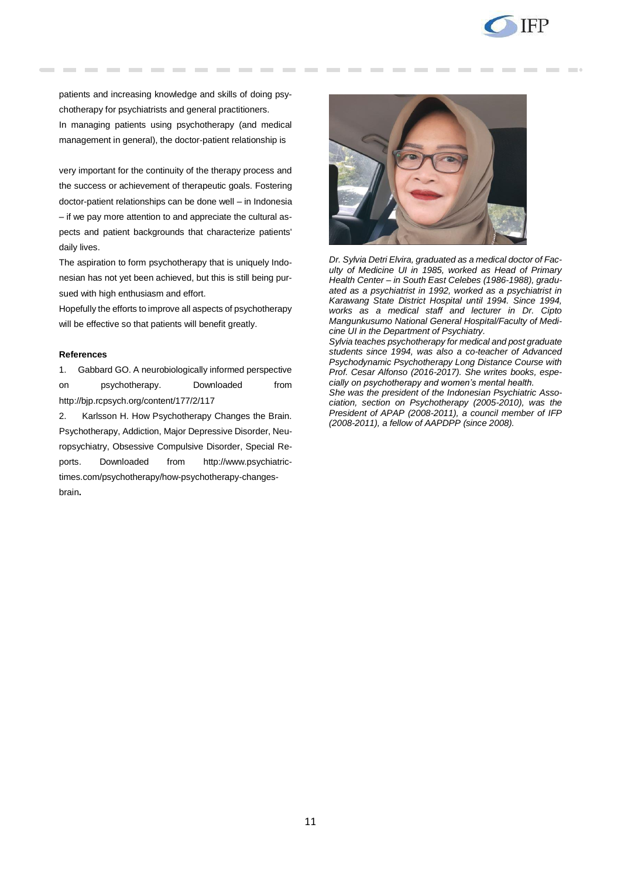patients and increasing knowledge and skills of doing psychotherapy for psychiatrists and general practitioners.

In managing patients using psychotherapy (and medical management in general), the doctor-patient relationship is very important for the continuity of the therapy process and the success or achievement of therapeutic goals. Fostering doctor-patient relationships can be done well – in Indonesia – if we pay more attention to and appreciate the cultural aspects and patient backgrounds that characterize patients' daily lives.

The aspiration to form psychotherapy that is uniquely Indonesian has not yet been achieved, but this is still being pursued with high enthusiasm and effort.

Hopefully the efforts to improve all aspects of psychotherapy will be effective so that patients will benefit greatly.

**References**

1. Gabbard GO. A neurobiologically informed perspective on psychotherapy. Downloaded from http://bjp.rcpsych.org/content/177/2/117
2. Karlsson H. How Psychotherapy Changes the Brain. Psychotherapy, Addiction, Major Depressive Disorder, Neuropsychiatry, Obsessive Compulsive Disorder, Special Reports. Downloaded from http://www.psychiatrictimes.com/psychotherapy/how-psychotherapy-changes-brain**.**

*Dr. Sylvia Detri Elvira, graduated as a medical doctor of Faculty of Medicine UI in 1985, worked as Head of Primary Health Center – in South East Celebes (1986-1988), graduated as a psychiatrist in 1992, worked as a psychiatrist in Karawang State District Hospital until 1994. Since 1994, works as a medical staff and lecturer in Dr. Cipto Mangunkusumo National General Hospital/Faculty of Medicine UI in the Department of Psychiatry.*

*Sylvia teaches psychotherapy for medical and post graduate students since 1994, was also a co-teacher of Advanced Psychodynamic Psychotherapy Long Distance Course with Prof. Cesar Alfonso (2016-2017). She writes books, especially on psychotherapy and women's mental health.*

*She was the president of the Indonesian Psychiatric Association, section on Psychotherapy (2005-2010), was the President of APAP (2008-2011), a council member of IFP (2008-2011), a fellow of AAPDPP (since 2008).*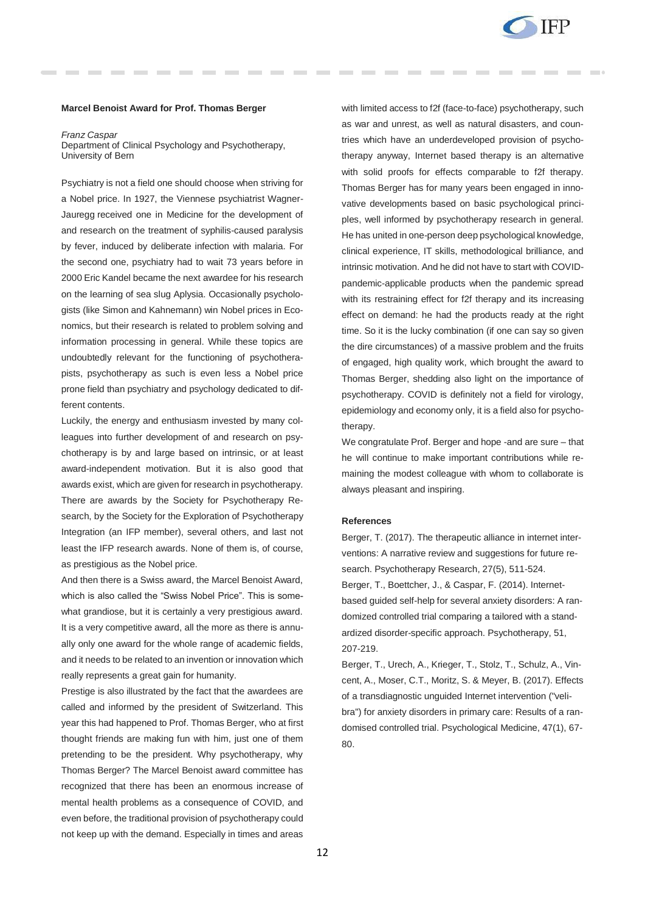**Marcel Benoist Award for Prof. Thomas Berger**

*Franz Caspar*
Department of Clinical Psychology and Psychotherapy, University of Bern

Psychiatry is not a field one should choose when striving for a Nobel price. In 1927, the Viennese psychiatrist Wagner-Jauregg received one in Medicine for the development of and research on the treatment of syphilis-caused paralysis by fever, induced by deliberate infection with malaria. For the second one, psychiatry had to wait 73 years before in 2000 Eric Kandel became the next awardee for his research on the learning of sea slug Aplysia. Occasionally psychologists (like Simon and Kahnemann) win Nobel prices in Economics, but their research is related to problem solving and information processing in general. While these topics are undoubtedly relevant for the functioning of psychotherapists, psychotherapy as such is even less a Nobel price prone field than psychiatry and psychology dedicated to different contents.

Luckily, the energy and enthusiasm invested by many colleagues into further development of and research on psychotherapy is by and large based on intrinsic, or at least award-independent motivation. But it is also good that awards exist, which are given for research in psychotherapy. There are awards by the Society for Psychotherapy Research, by the Society for the Exploration of Psychotherapy Integration (an IFP member), several others, and last not least the IFP research awards. None of them is, of course, as prestigious as the Nobel price.

And then there is a Swiss award, the Marcel Benoist Award, which is also called the "Swiss Nobel Price". This is somewhat grandiose, but it is certainly a very prestigious award. It is a very competitive award, all the more as there is annually only one award for the whole range of academic fields, and it needs to be related to an invention or innovation which really represents a great gain for humanity.

Prestige is also illustrated by the fact that the awardees are called and informed by the president of Switzerland. This year this had happened to Prof. Thomas Berger, who at first thought friends are making fun with him, just one of them pretending to be the president. Why psychotherapy, why Thomas Berger? The Marcel Benoist award committee has recognized that there has been an enormous increase of mental health problems as a consequence of COVID, and even before, the traditional provision of psychotherapy could not keep up with the demand. Especially in times and areas with limited access to f2f (face-to-face) psychotherapy, such as war and unrest, as well as natural disasters, and countries which have an underdeveloped provision of psychotherapy anyway, Internet based therapy is an alternative with solid proofs for effects comparable to f2f therapy. Thomas Berger has for many years been engaged in innovative developments based on basic psychological principles, well informed by psychotherapy research in general. He has united in one-person deep psychological knowledge, clinical experience, IT skills, methodological brilliance, and intrinsic motivation. And he did not have to start with COVID-pandemic-applicable products when the pandemic spread with its restraining effect for f2f therapy and its increasing effect on demand: he had the products ready at the right time. So it is the lucky combination (if one can say so given the dire circumstances) of a massive problem and the fruits of engaged, high quality work, which brought the award to Thomas Berger, shedding also light on the importance of psychotherapy. COVID is definitely not a field for virology, epidemiology and economy only, it is a field also for psychotherapy.

We congratulate Prof. Berger and hope -and are sure – that he will continue to make important contributions while remaining the modest colleague with whom to collaborate is always pleasant and inspiring.

**References**

Berger, T. (2017). The therapeutic alliance in internet interventions: A narrative review and suggestions for future research. Psychotherapy Research, 27(5), 511-524.

Berger, T., Boettcher, J., & Caspar, F. (2014). Internet-based guided self-help for several anxiety disorders: A randomized controlled trial comparing a tailored with a standardized disorder-specific approach. Psychotherapy, 51, 207-219.

Berger, T., Urech, A., Krieger, T., Stolz, T., Schulz, A., Vincent, A., Moser, C.T., Moritz, S. & Meyer, B. (2017). Effects of a transdiagnostic unguided Internet intervention ("velibra") for anxiety disorders in primary care: Results of a randomised controlled trial. Psychological Medicine, 47(1), 67-80.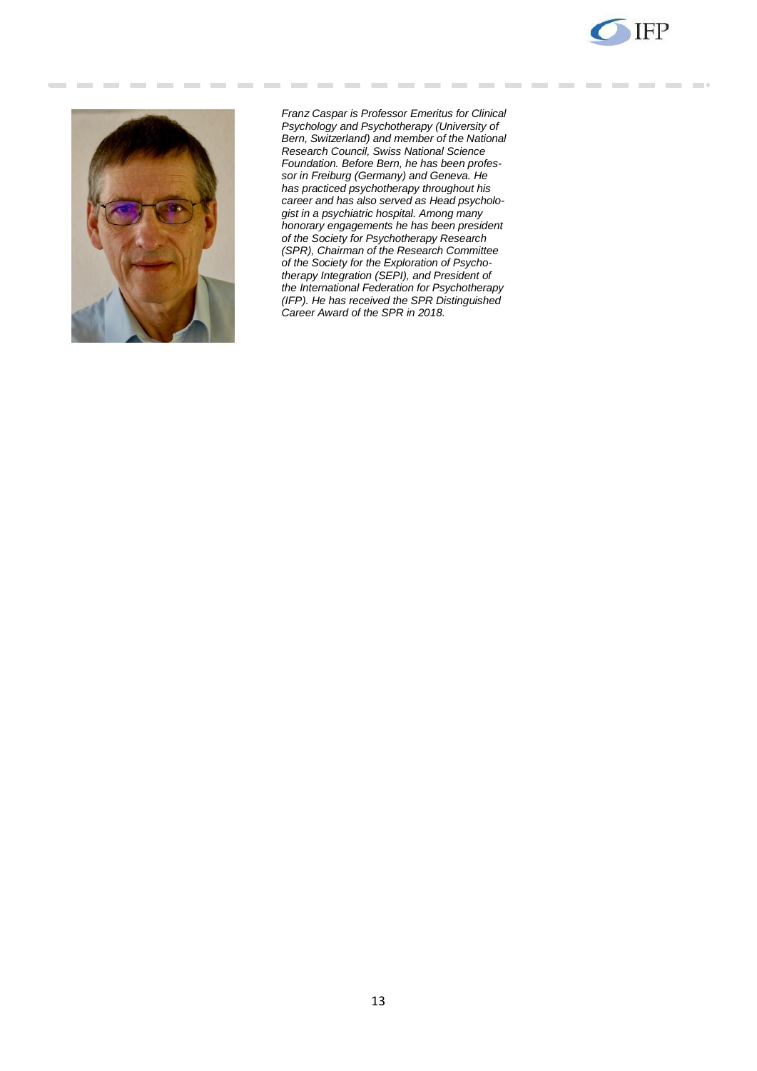*Franz Caspar is Professor Emeritus for Clinical Psychology and Psychotherapy (University of Bern, Switzerland) and member of the National Research Council, Swiss National Science Foundation. Before Bern, he has been professor in Freiburg (Germany) and Geneva. He has practiced psychotherapy throughout his career and has also served as Head psychologist in a psychiatric hospital. Among many honorary engagements he has been president of the Society for Psychotherapy Research (SPR), Chairman of the Research Committee of the Society for the Exploration of Psychotherapy Integration (SEPI), and President of the International Federation for Psychotherapy (IFP). He has received the SPR Distinguished Career Award of the SPR in 2018.*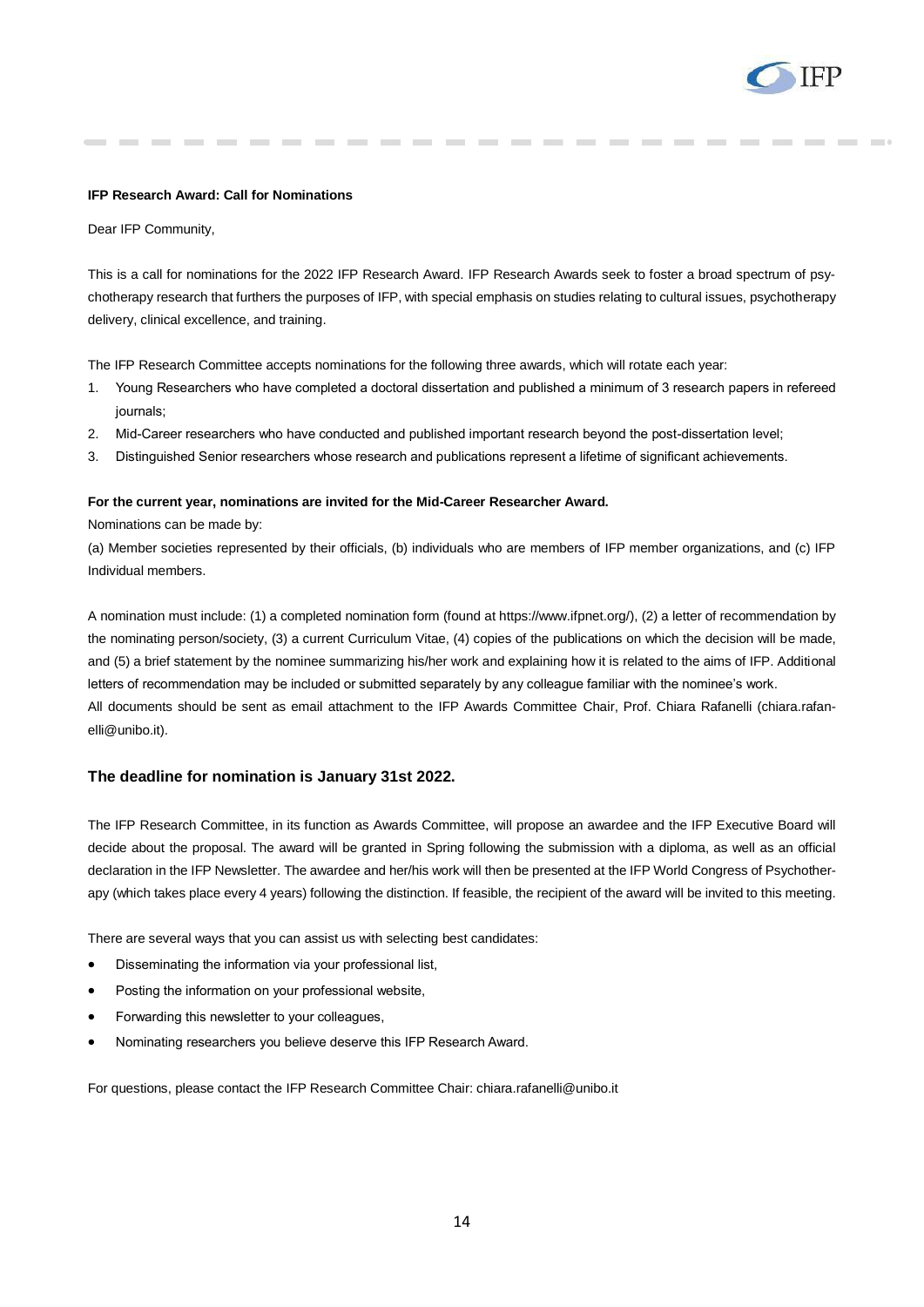**IFP Research Award: Call for Nominations**

Dear IFP Community,

This is a call for nominations for the 2022 IFP Research Award. IFP Research Awards seek to foster a broad spectrum of psychotherapy research that furthers the purposes of IFP, with special emphasis on studies relating to cultural issues, psychotherapy delivery, clinical excellence, and training.

The IFP Research Committee accepts nominations for the following three awards, which will rotate each year:

1. Young Researchers who have completed a doctoral dissertation and published a minimum of 3 research papers in refereed journals;
2. Mid-Career researchers who have conducted and published important research beyond the post-dissertation level;
3. Distinguished Senior researchers whose research and publications represent a lifetime of significant achievements.

**For the current year, nominations are invited for the Mid-Career Researcher Award.**

Nominations can be made by:

(a) Member societies represented by their officials, (b) individuals who are members of IFP member organizations, and (c) IFP Individual members.

A nomination must include: (1) a completed nomination form (found at https://www.ifpnet.org/), (2) a letter of recommendation by the nominating person/society, (3) a current Curriculum Vitae, (4) copies of the publications on which the decision will be made, and (5) a brief statement by the nominee summarizing his/her work and explaining how it is related to the aims of IFP. Additional letters of recommendation may be included or submitted separately by any colleague familiar with the nominee's work.

All documents should be sent as email attachment to the IFP Awards Committee Chair, Prof. Chiara Rafanelli (chiara.rafanelli@unibo.it).

### The deadline for nomination is January 31st 2022.

The IFP Research Committee, in its function as Awards Committee, will propose an awardee and the IFP Executive Board will decide about the proposal. The award will be granted in Spring following the submission with a diploma, as well as an official declaration in the IFP Newsletter. The awardee and her/his work will then be presented at the IFP World Congress of Psychotherapy (which takes place every 4 years) following the distinction. If feasible, the recipient of the award will be invited to this meeting.

There are several ways that you can assist us with selecting best candidates:

- Disseminating the information via your professional list,
- Posting the information on your professional website,
- Forwarding this newsletter to your colleagues,
- Nominating researchers you believe deserve this IFP Research Award.

For questions, please contact the IFP Research Committee Chair: chiara.rafanelli@unibo.it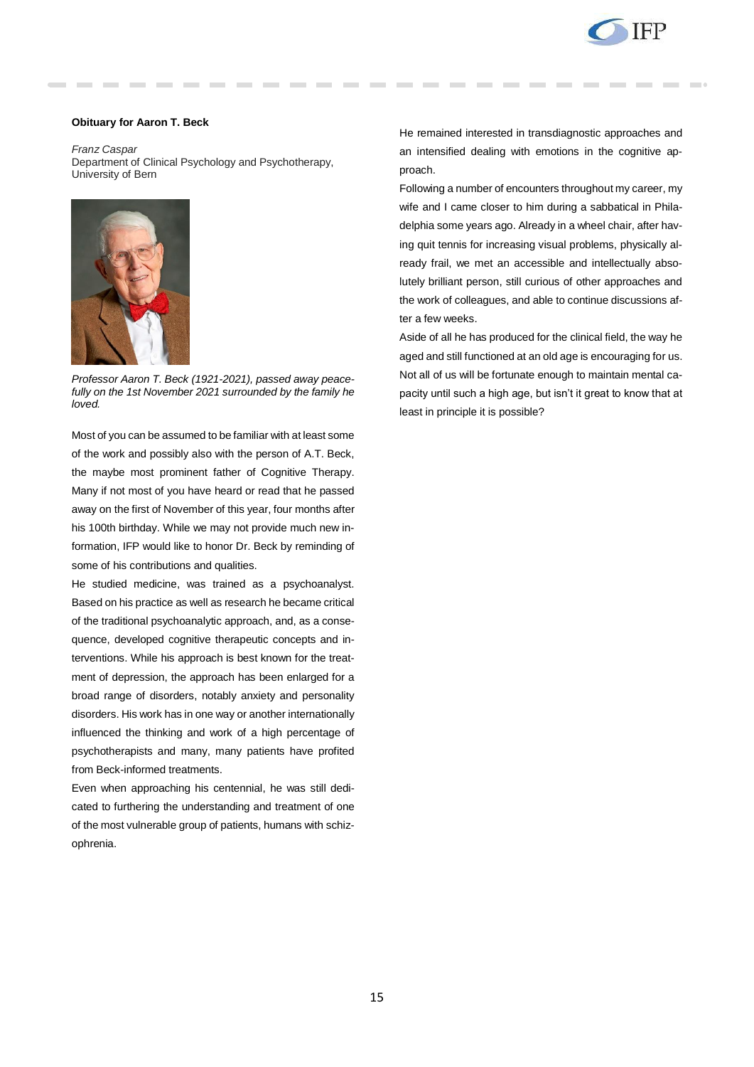**Obituary for Aaron T. Beck**

*Franz Caspar*
Department of Clinical Psychology and Psychotherapy, University of Bern

*Professor Aaron T. Beck (1921-2021), passed away peacefully on the 1st November 2021 surrounded by the family he loved.*

Most of you can be assumed to be familiar with at least some of the work and possibly also with the person of A.T. Beck, the maybe most prominent father of Cognitive Therapy. Many if not most of you have heard or read that he passed away on the first of November of this year, four months after his 100th birthday. While we may not provide much new information, IFP would like to honor Dr. Beck by reminding of some of his contributions and qualities.

He studied medicine, was trained as a psychoanalyst. Based on his practice as well as research he became critical of the traditional psychoanalytic approach, and, as a consequence, developed cognitive therapeutic concepts and interventions. While his approach is best known for the treatment of depression, the approach has been enlarged for a broad range of disorders, notably anxiety and personality disorders. His work has in one way or another internationally influenced the thinking and work of a high percentage of psychotherapists and many, many patients have profited from Beck-informed treatments.

Even when approaching his centennial, he was still dedicated to furthering the understanding and treatment of one of the most vulnerable group of patients, humans with schizophrenia.

He remained interested in transdiagnostic approaches and an intensified dealing with emotions in the cognitive approach.

Following a number of encounters throughout my career, my wife and I came closer to him during a sabbatical in Philadelphia some years ago. Already in a wheel chair, after having quit tennis for increasing visual problems, physically already frail, we met an accessible and intellectually absolutely brilliant person, still curious of other approaches and the work of colleagues, and able to continue discussions after a few weeks.

Aside of all he has produced for the clinical field, the way he aged and still functioned at an old age is encouraging for us. Not all of us will be fortunate enough to maintain mental capacity until such a high age, but isn't it great to know that at least in principle it is possible?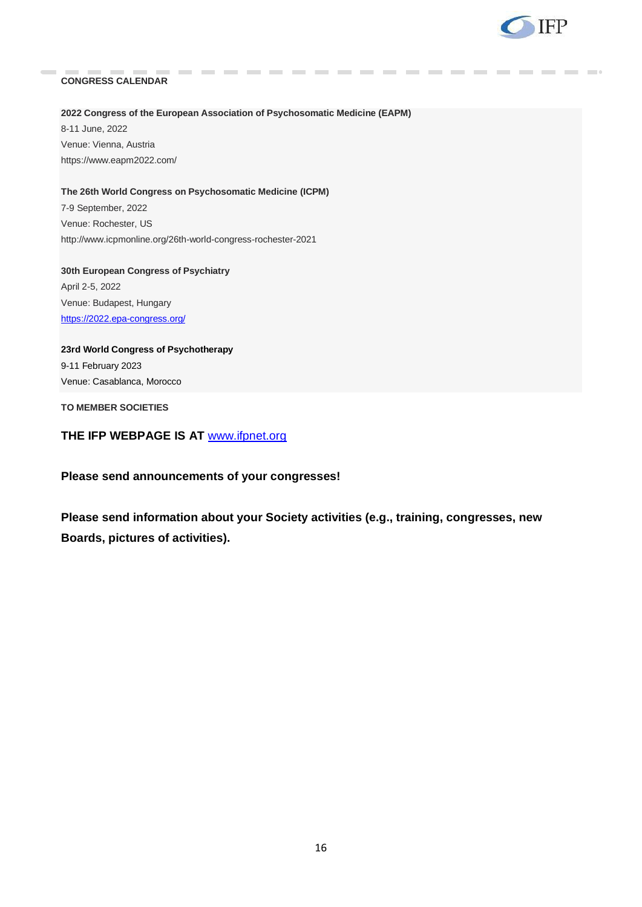## CONGRESS CALENDAR

**2022 Congress of the European Association of Psychosomatic Medicine (EAPM)**
8-11 June, 2022
Venue: Vienna, Austria
https://www.eapm2022.com/

**The 26th World Congress on Psychosomatic Medicine (ICPM)**
7-9 September, 2022
Venue: Rochester, US
http://www.icpmonline.org/26th-world-congress-rochester-2021

**30th European Congress of Psychiatry**
April 2-5, 2022
Venue: Budapest, Hungary
https://2022.epa-congress.org/

**23rd World Congress of Psychotherapy**
9-11 February 2023
Venue: Casablanca, Morocco

**TO MEMBER SOCIETIES**

**THE IFP WEBPAGE IS AT** www.ifpnet.org

**Please send announcements of your congresses!**

**Please send information about your Society activities (e.g., training, congresses, new Boards, pictures of activities).**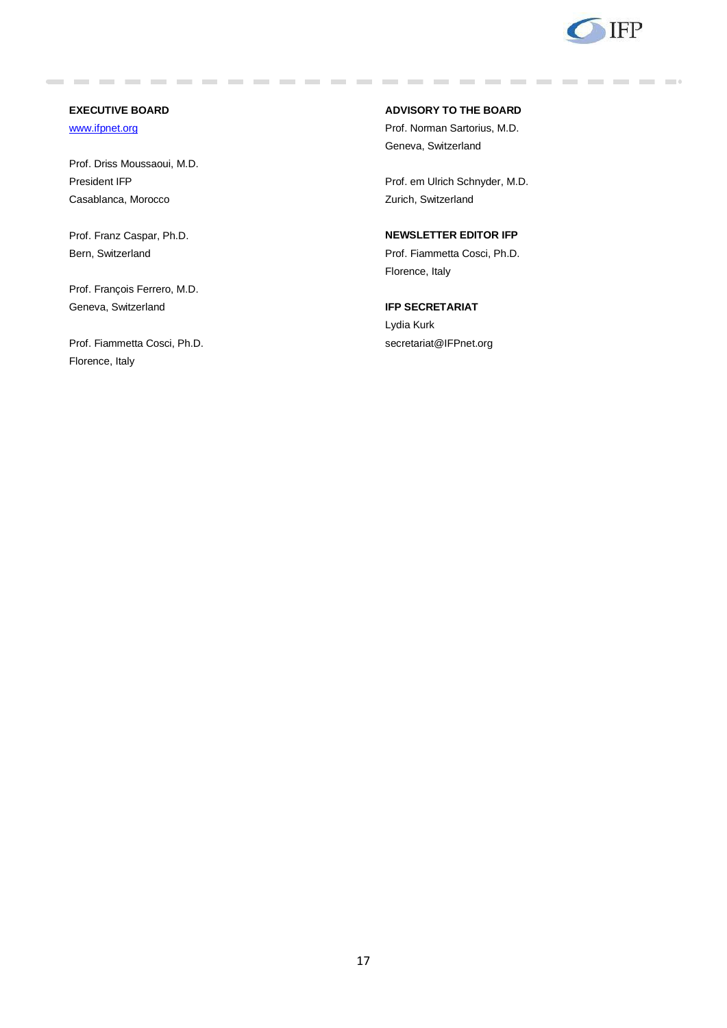**EXECUTIVE BOARD**

www.ifpnet.org

Prof. Driss Moussaoui, M.D.
President IFP
Casablanca, Morocco

Prof. Franz Caspar, Ph.D.
Bern, Switzerland

Prof. François Ferrero, M.D.
Geneva, Switzerland

Prof. Fiammetta Cosci, Ph.D.
Florence, Italy

**ADVISORY TO THE BOARD**

Prof. Norman Sartorius, M.D.
Geneva, Switzerland

Prof. em Ulrich Schnyder, M.D.
Zurich, Switzerland

**NEWSLETTER EDITOR IFP**

Prof. Fiammetta Cosci, Ph.D.
Florence, Italy

**IFP SECRETARIAT**

Lydia Kurk
secretariat@IFPnet.org